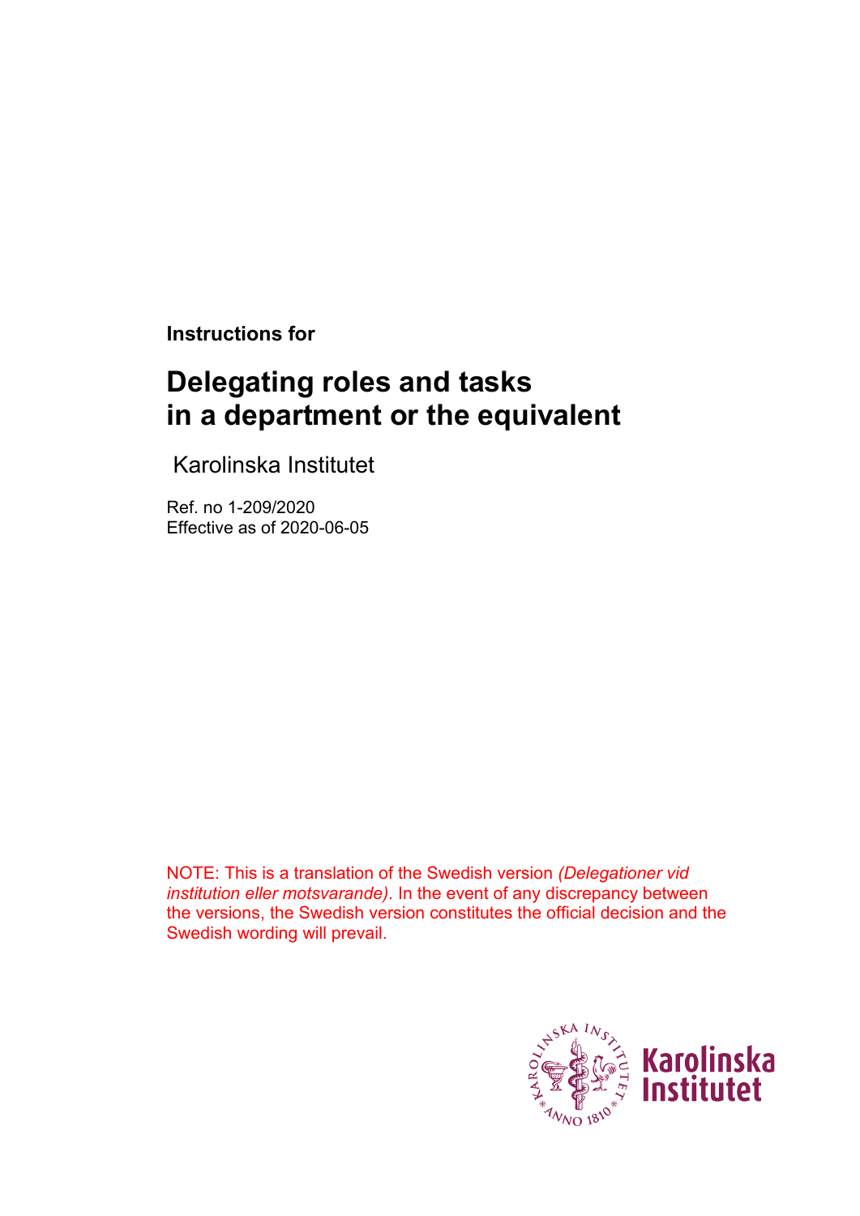**Instructions for**

# Delegating roles and tasks in a department or the equivalent

Karolinska Institutet

Ref. no 1-209/2020
Effective as of 2020-06-05

NOTE: This is a translation of the Swedish version *(Delegationer vid institution eller motsvarande)*. In the event of any discrepancy between the versions, the Swedish version constitutes the official decision and the Swedish wording will prevail.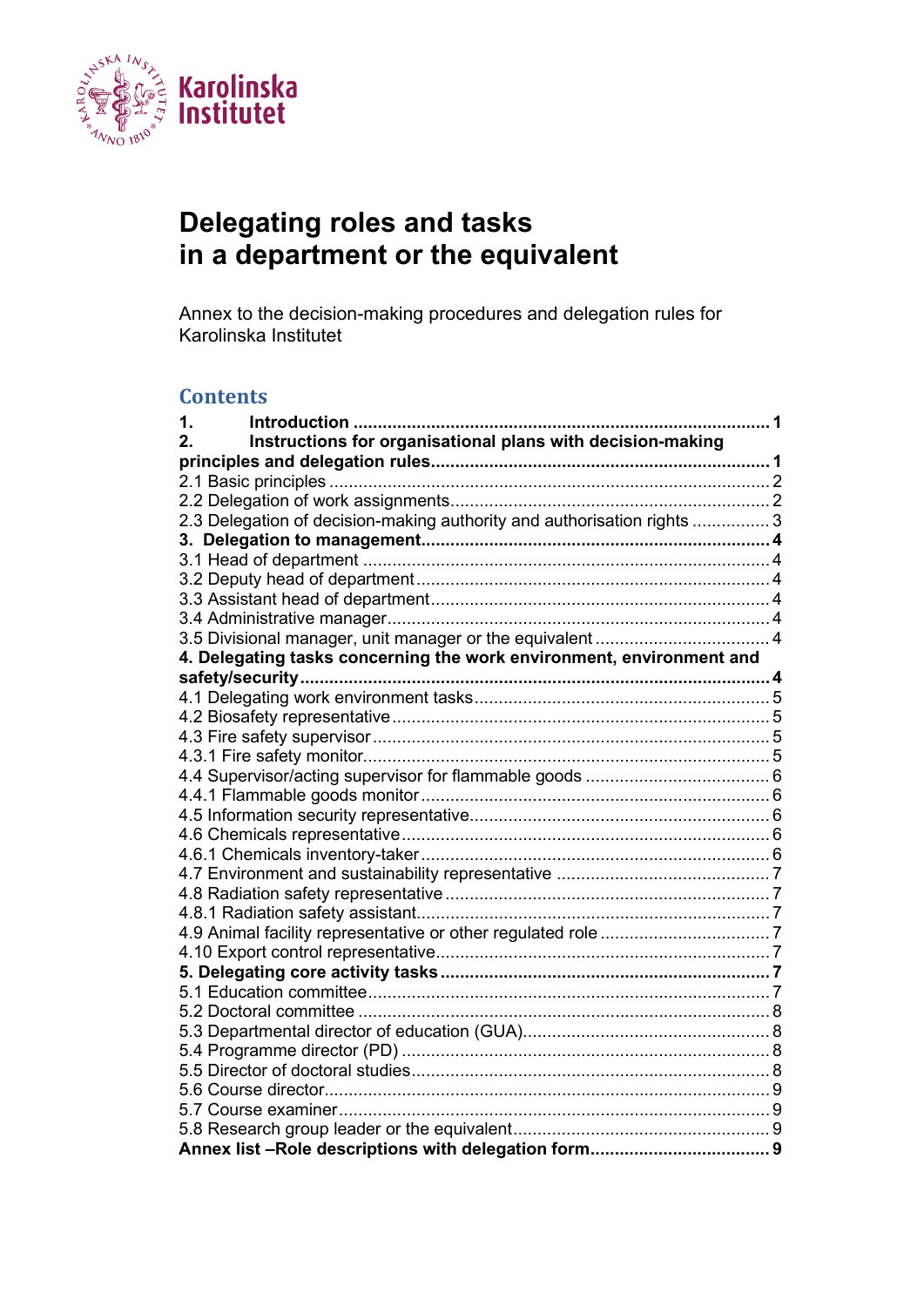# Delegating roles and tasks in a department or the equivalent

Annex to the decision-making procedures and delegation rules for Karolinska Institutet

## Contents

**1. Introduction .......... 1**
**2. Instructions for organisational plans with decision-making principles and delegation rules .......... 1**
2.1 Basic principles .......... 2
2.2 Delegation of work assignments .......... 2
2.3 Delegation of decision-making authority and authorisation rights .......... 3
**3. Delegation to management .......... 4**
3.1 Head of department .......... 4
3.2 Deputy head of department .......... 4
3.3 Assistant head of department .......... 4
3.4 Administrative manager .......... 4
3.5 Divisional manager, unit manager or the equivalent .......... 4
**4. Delegating tasks concerning the work environment, environment and safety/security .......... 4**
4.1 Delegating work environment tasks .......... 5
4.2 Biosafety representative .......... 5
4.3 Fire safety supervisor .......... 5
4.3.1 Fire safety monitor .......... 5
4.4 Supervisor/acting supervisor for flammable goods .......... 6
4.4.1 Flammable goods monitor .......... 6
4.5 Information security representative .......... 6
4.6 Chemicals representative .......... 6
4.6.1 Chemicals inventory-taker .......... 6
4.7 Environment and sustainability representative .......... 7
4.8 Radiation safety representative .......... 7
4.8.1 Radiation safety assistant .......... 7
4.9 Animal facility representative or other regulated role .......... 7
4.10 Export control representative .......... 7
**5. Delegating core activity tasks .......... 7**
5.1 Education committee .......... 7
5.2 Doctoral committee .......... 8
5.3 Departmental director of education (GUA) .......... 8
5.4 Programme director (PD) .......... 8
5.5 Director of doctoral studies .......... 8
5.6 Course director .......... 9
5.7 Course examiner .......... 9
5.8 Research group leader or the equivalent .......... 9
**Annex list –Role descriptions with delegation form .......... 9**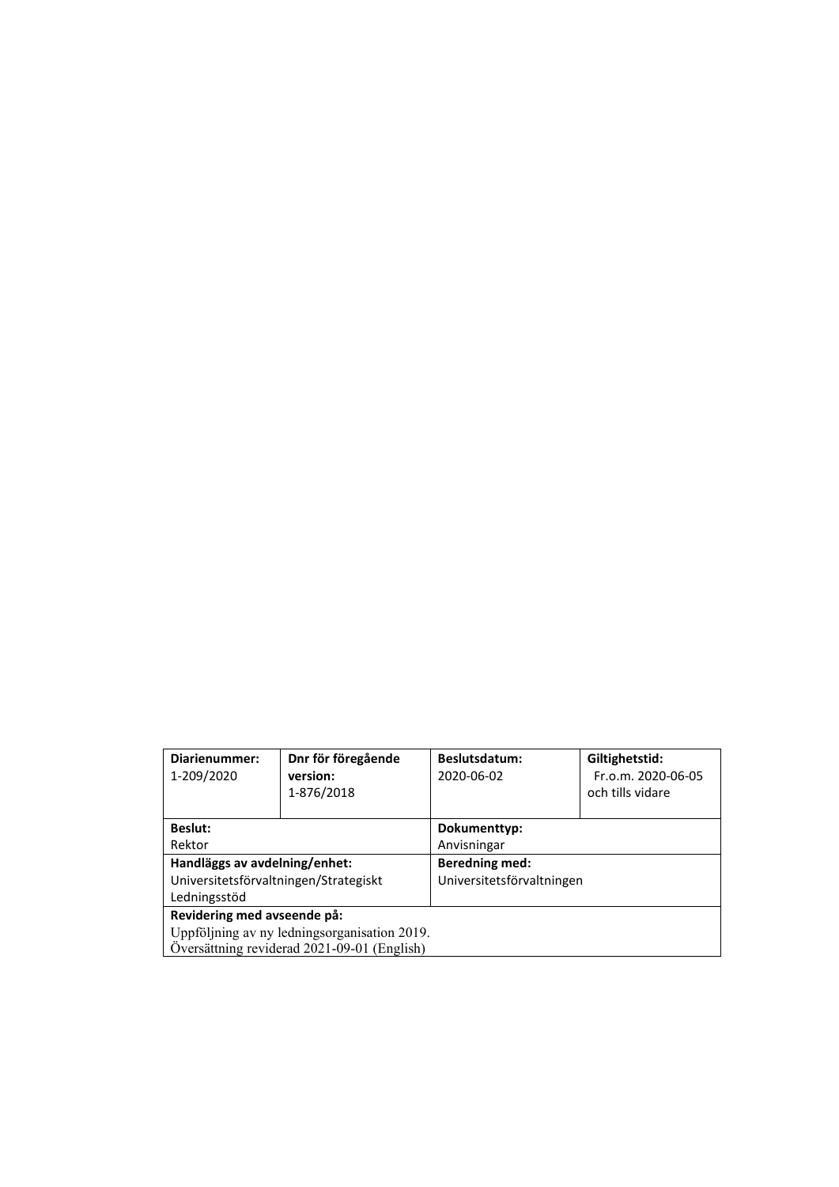| **Diarienummer:** 1-209/2020 | **Dnr för föregående version:** 1-876/2018 | **Beslutsdatum:** 2020-06-02 | **Giltighetstid:** Fr.o.m. 2020-06-05 och tills vidare |
|---|---|---|---|
| **Beslut:** Rektor | | **Dokumenttyp:** Anvisningar | |
| **Handläggs av avdelning/enhet:** Universitetsförvaltningen/Strategiskt Ledningsstöd | | **Beredning med:** Universitetsförvaltningen | |
| **Revidering med avseende på:** Uppföljning av ny ledningsorganisation 2019. Översättning reviderad 2021-09-01 (English) | | | |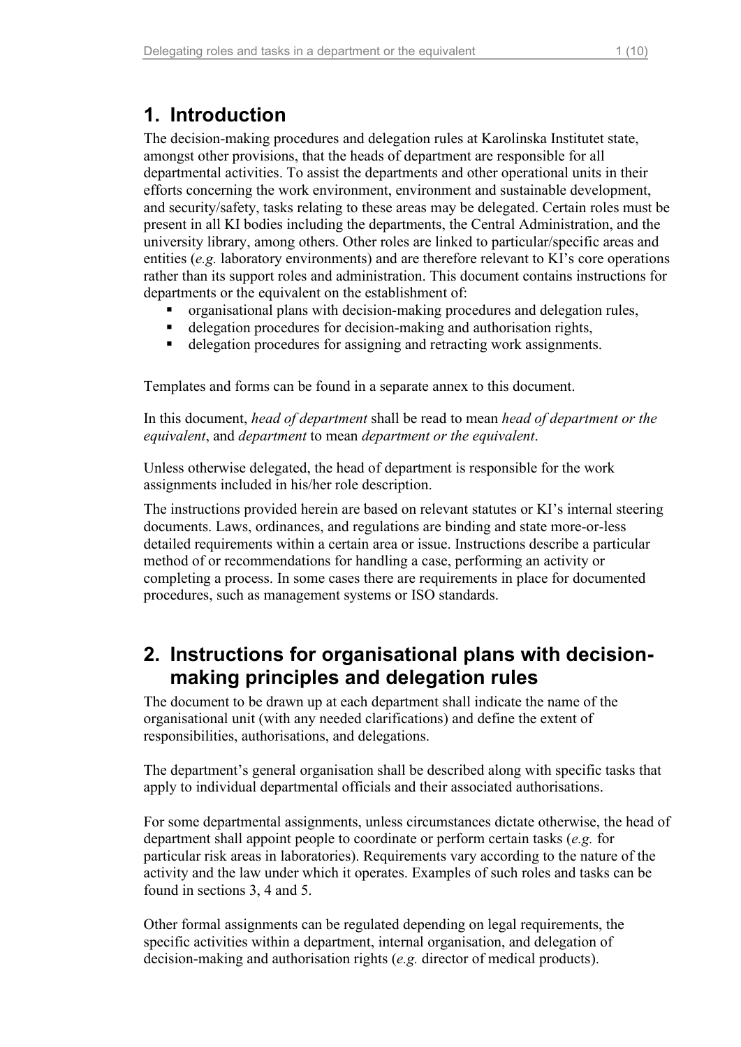# 1. Introduction

The decision-making procedures and delegation rules at Karolinska Institutet state, amongst other provisions, that the heads of department are responsible for all departmental activities. To assist the departments and other operational units in their efforts concerning the work environment, environment and sustainable development, and security/safety, tasks relating to these areas may be delegated. Certain roles must be present in all KI bodies including the departments, the Central Administration, and the university library, among others. Other roles are linked to particular/specific areas and entities (*e.g.* laboratory environments) and are therefore relevant to KI's core operations rather than its support roles and administration. This document contains instructions for departments or the equivalent on the establishment of:

- organisational plans with decision-making procedures and delegation rules,
- delegation procedures for decision-making and authorisation rights,
- delegation procedures for assigning and retracting work assignments.

Templates and forms can be found in a separate annex to this document.

In this document, *head of department* shall be read to mean *head of department or the equivalent*, and *department* to mean *department or the equivalent*.

Unless otherwise delegated, the head of department is responsible for the work assignments included in his/her role description.

The instructions provided herein are based on relevant statutes or KI's internal steering documents. Laws, ordinances, and regulations are binding and state more-or-less detailed requirements within a certain area or issue. Instructions describe a particular method of or recommendations for handling a case, performing an activity or completing a process. In some cases there are requirements in place for documented procedures, such as management systems or ISO standards.

# 2. Instructions for organisational plans with decision-making principles and delegation rules

The document to be drawn up at each department shall indicate the name of the organisational unit (with any needed clarifications) and define the extent of responsibilities, authorisations, and delegations.

The department's general organisation shall be described along with specific tasks that apply to individual departmental officials and their associated authorisations.

For some departmental assignments, unless circumstances dictate otherwise, the head of department shall appoint people to coordinate or perform certain tasks (*e.g.* for particular risk areas in laboratories). Requirements vary according to the nature of the activity and the law under which it operates. Examples of such roles and tasks can be found in sections 3, 4 and 5.

Other formal assignments can be regulated depending on legal requirements, the specific activities within a department, internal organisation, and delegation of decision-making and authorisation rights (*e.g.* director of medical products).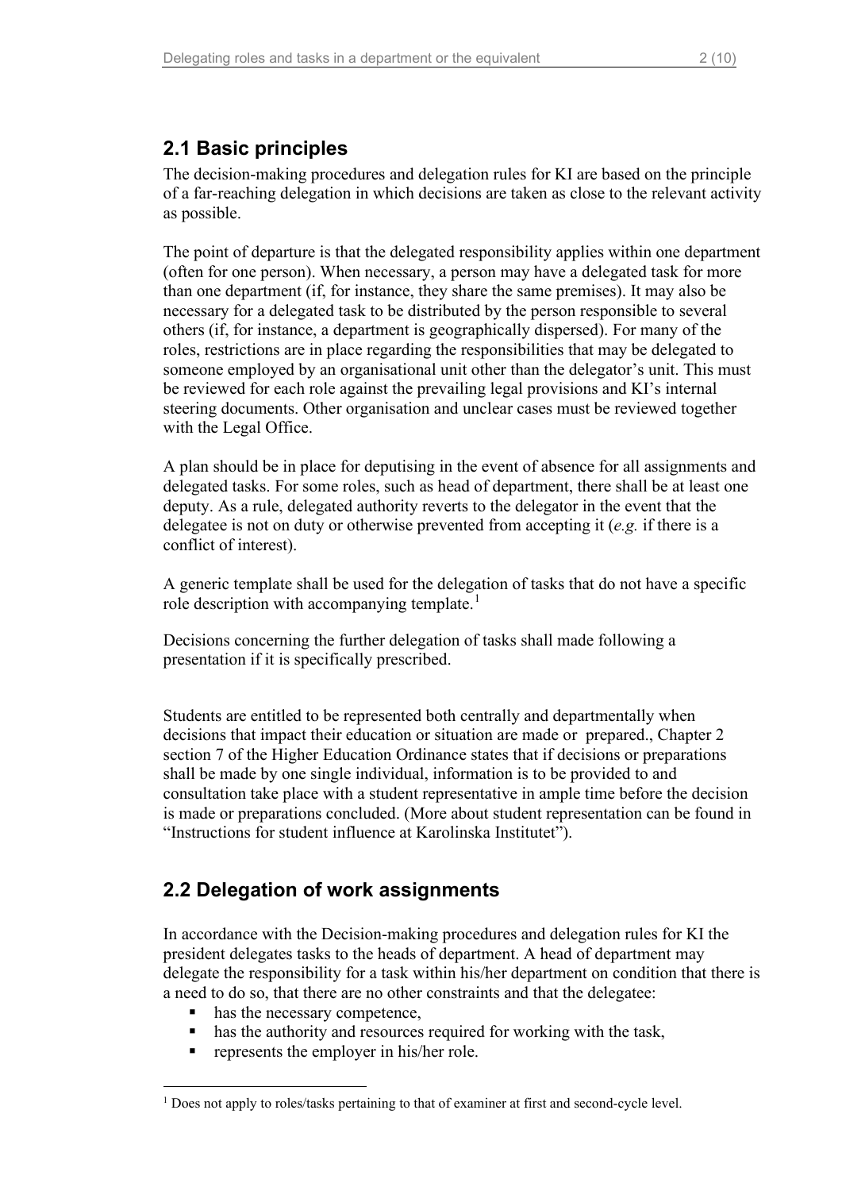## 2.1 Basic principles

The decision-making procedures and delegation rules for KI are based on the principle of a far-reaching delegation in which decisions are taken as close to the relevant activity as possible.

The point of departure is that the delegated responsibility applies within one department (often for one person). When necessary, a person may have a delegated task for more than one department (if, for instance, they share the same premises). It may also be necessary for a delegated task to be distributed by the person responsible to several others (if, for instance, a department is geographically dispersed). For many of the roles, restrictions are in place regarding the responsibilities that may be delegated to someone employed by an organisational unit other than the delegator's unit. This must be reviewed for each role against the prevailing legal provisions and KI's internal steering documents. Other organisation and unclear cases must be reviewed together with the Legal Office.

A plan should be in place for deputising in the event of absence for all assignments and delegated tasks. For some roles, such as head of department, there shall be at least one deputy. As a rule, delegated authority reverts to the delegator in the event that the delegatee is not on duty or otherwise prevented from accepting it (*e.g.* if there is a conflict of interest).

A generic template shall be used for the delegation of tasks that do not have a specific role description with accompanying template.[1]

Decisions concerning the further delegation of tasks shall made following a presentation if it is specifically prescribed.

Students are entitled to be represented both centrally and departmentally when decisions that impact their education or situation are made or  prepared., Chapter 2 section 7 of the Higher Education Ordinance states that if decisions or preparations shall be made by one single individual, information is to be provided to and consultation take place with a student representative in ample time before the decision is made or preparations concluded. (More about student representation can be found in "Instructions for student influence at Karolinska Institutet").

## 2.2 Delegation of work assignments

In accordance with the Decision-making procedures and delegation rules for KI the president delegates tasks to the heads of department. A head of department may delegate the responsibility for a task within his/her department on condition that there is a need to do so, that there are no other constraints and that the delegatee:

- has the necessary competence,
- has the authority and resources required for working with the task,
- represents the employer in his/her role.

[1] Does not apply to roles/tasks pertaining to that of examiner at first and second-cycle level.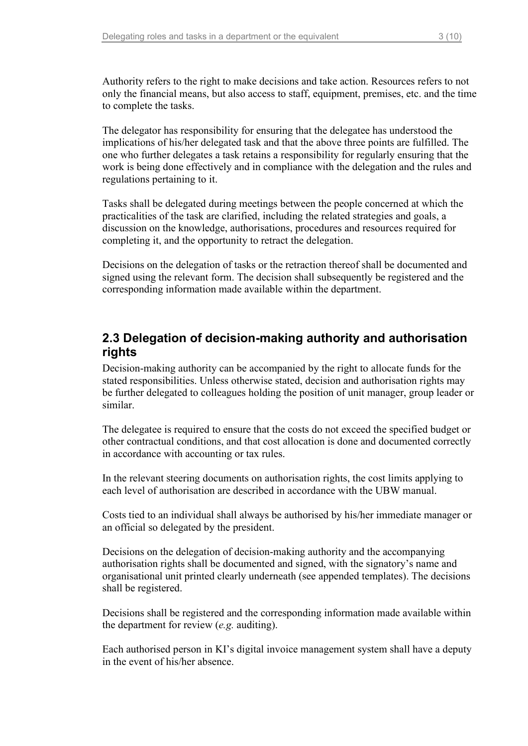Authority refers to the right to make decisions and take action. Resources refers to not only the financial means, but also access to staff, equipment, premises, etc. and the time to complete the tasks.

The delegator has responsibility for ensuring that the delegatee has understood the implications of his/her delegated task and that the above three points are fulfilled. The one who further delegates a task retains a responsibility for regularly ensuring that the work is being done effectively and in compliance with the delegation and the rules and regulations pertaining to it.

Tasks shall be delegated during meetings between the people concerned at which the practicalities of the task are clarified, including the related strategies and goals, a discussion on the knowledge, authorisations, procedures and resources required for completing it, and the opportunity to retract the delegation.

Decisions on the delegation of tasks or the retraction thereof shall be documented and signed using the relevant form. The decision shall subsequently be registered and the corresponding information made available within the department.

## 2.3 Delegation of decision-making authority and authorisation rights

Decision-making authority can be accompanied by the right to allocate funds for the stated responsibilities. Unless otherwise stated, decision and authorisation rights may be further delegated to colleagues holding the position of unit manager, group leader or similar.

The delegatee is required to ensure that the costs do not exceed the specified budget or other contractual conditions, and that cost allocation is done and documented correctly in accordance with accounting or tax rules.

In the relevant steering documents on authorisation rights, the cost limits applying to each level of authorisation are described in accordance with the UBW manual.

Costs tied to an individual shall always be authorised by his/her immediate manager or an official so delegated by the president.

Decisions on the delegation of decision-making authority and the accompanying authorisation rights shall be documented and signed, with the signatory's name and organisational unit printed clearly underneath (see appended templates). The decisions shall be registered.

Decisions shall be registered and the corresponding information made available within the department for review (*e.g.* auditing).

Each authorised person in KI's digital invoice management system shall have a deputy in the event of his/her absence.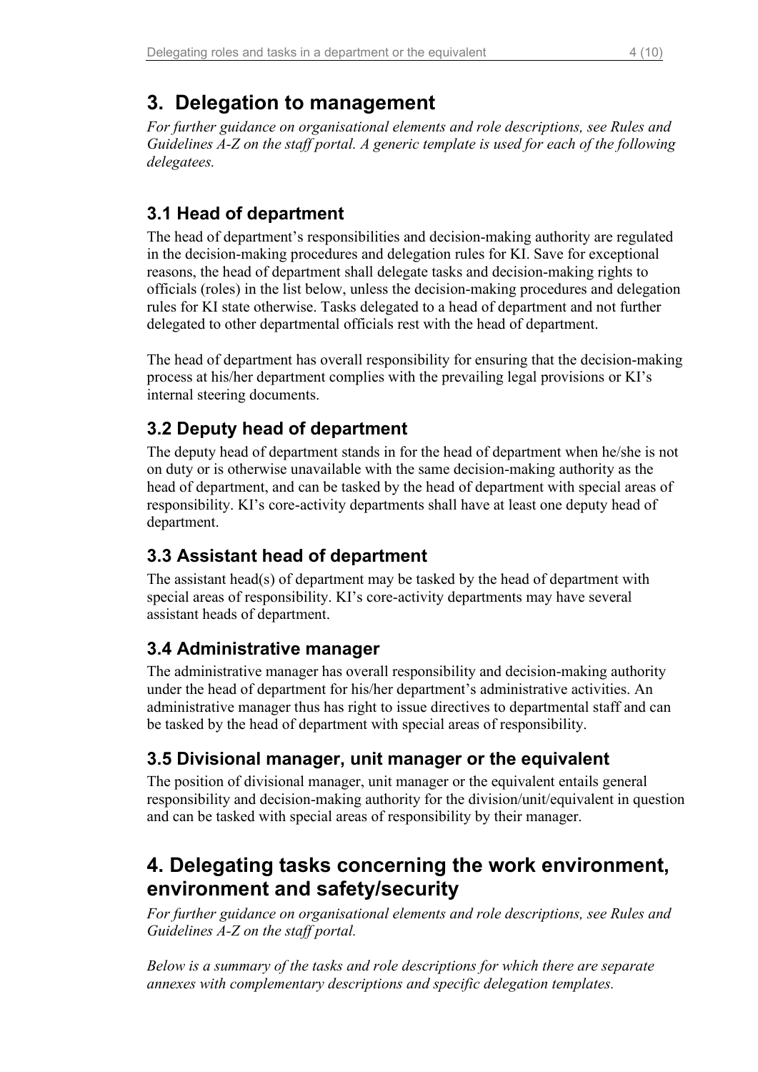# 3. Delegation to management

*For further guidance on organisational elements and role descriptions, see Rules and Guidelines A-Z on the staff portal. A generic template is used for each of the following delegatees.*

## 3.1 Head of department

The head of department's responsibilities and decision-making authority are regulated in the decision-making procedures and delegation rules for KI. Save for exceptional reasons, the head of department shall delegate tasks and decision-making rights to officials (roles) in the list below, unless the decision-making procedures and delegation rules for KI state otherwise. Tasks delegated to a head of department and not further delegated to other departmental officials rest with the head of department.

The head of department has overall responsibility for ensuring that the decision-making process at his/her department complies with the prevailing legal provisions or KI's internal steering documents.

## 3.2 Deputy head of department

The deputy head of department stands in for the head of department when he/she is not on duty or is otherwise unavailable with the same decision-making authority as the head of department, and can be tasked by the head of department with special areas of responsibility. KI's core-activity departments shall have at least one deputy head of department.

## 3.3 Assistant head of department

The assistant head(s) of department may be tasked by the head of department with special areas of responsibility. KI's core-activity departments may have several assistant heads of department.

## 3.4 Administrative manager

The administrative manager has overall responsibility and decision-making authority under the head of department for his/her department's administrative activities. An administrative manager thus has right to issue directives to departmental staff and can be tasked by the head of department with special areas of responsibility.

## 3.5 Divisional manager, unit manager or the equivalent

The position of divisional manager, unit manager or the equivalent entails general responsibility and decision-making authority for the division/unit/equivalent in question and can be tasked with special areas of responsibility by their manager.

# 4. Delegating tasks concerning the work environment, environment and safety/security

*For further guidance on organisational elements and role descriptions, see Rules and Guidelines A-Z on the staff portal.*

*Below is a summary of the tasks and role descriptions for which there are separate annexes with complementary descriptions and specific delegation templates.*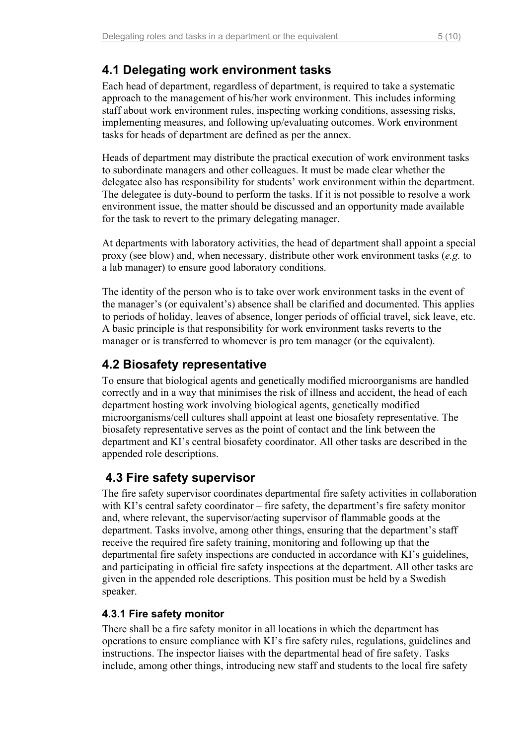## 4.1 Delegating work environment tasks

Each head of department, regardless of department, is required to take a systematic approach to the management of his/her work environment. This includes informing staff about work environment rules, inspecting working conditions, assessing risks, implementing measures, and following up/evaluating outcomes. Work environment tasks for heads of department are defined as per the annex.

Heads of department may distribute the practical execution of work environment tasks to subordinate managers and other colleagues. It must be made clear whether the delegatee also has responsibility for students' work environment within the department. The delegatee is duty-bound to perform the tasks. If it is not possible to resolve a work environment issue, the matter should be discussed and an opportunity made available for the task to revert to the primary delegating manager.

At departments with laboratory activities, the head of department shall appoint a special proxy (see blow) and, when necessary, distribute other work environment tasks (*e.g.* to a lab manager) to ensure good laboratory conditions.

The identity of the person who is to take over work environment tasks in the event of the manager's (or equivalent's) absence shall be clarified and documented. This applies to periods of holiday, leaves of absence, longer periods of official travel, sick leave, etc. A basic principle is that responsibility for work environment tasks reverts to the manager or is transferred to whomever is pro tem manager (or the equivalent).

## 4.2 Biosafety representative

To ensure that biological agents and genetically modified microorganisms are handled correctly and in a way that minimises the risk of illness and accident, the head of each department hosting work involving biological agents, genetically modified microorganisms/cell cultures shall appoint at least one biosafety representative. The biosafety representative serves as the point of contact and the link between the department and KI's central biosafety coordinator. All other tasks are described in the appended role descriptions.

## 4.3 Fire safety supervisor

The fire safety supervisor coordinates departmental fire safety activities in collaboration with KI's central safety coordinator – fire safety, the department's fire safety monitor and, where relevant, the supervisor/acting supervisor of flammable goods at the department. Tasks involve, among other things, ensuring that the department's staff receive the required fire safety training, monitoring and following up that the departmental fire safety inspections are conducted in accordance with KI's guidelines, and participating in official fire safety inspections at the department. All other tasks are given in the appended role descriptions. This position must be held by a Swedish speaker.

### 4.3.1 Fire safety monitor

There shall be a fire safety monitor in all locations in which the department has operations to ensure compliance with KI's fire safety rules, regulations, guidelines and instructions. The inspector liaises with the departmental head of fire safety. Tasks include, among other things, introducing new staff and students to the local fire safety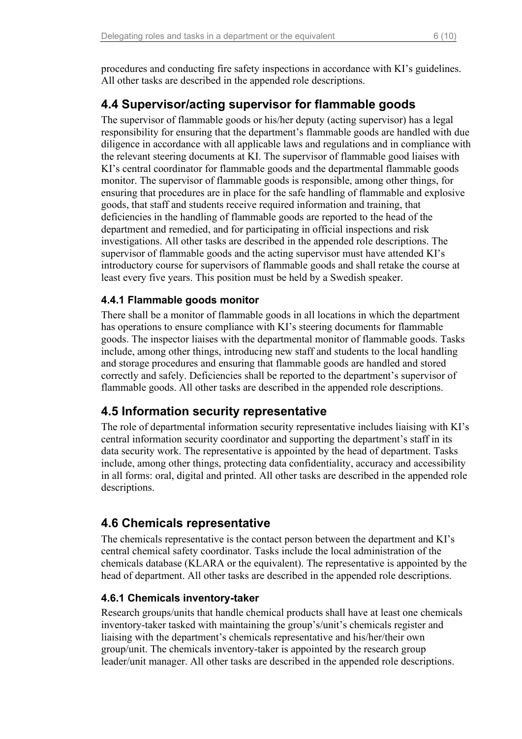procedures and conducting fire safety inspections in accordance with KI's guidelines. All other tasks are described in the appended role descriptions.

## 4.4 Supervisor/acting supervisor for flammable goods

The supervisor of flammable goods or his/her deputy (acting supervisor) has a legal responsibility for ensuring that the department's flammable goods are handled with due diligence in accordance with all applicable laws and regulations and in compliance with the relevant steering documents at KI. The supervisor of flammable good liaises with KI's central coordinator for flammable goods and the departmental flammable goods monitor. The supervisor of flammable goods is responsible, among other things, for ensuring that procedures are in place for the safe handling of flammable and explosive goods, that staff and students receive required information and training, that deficiencies in the handling of flammable goods are reported to the head of the department and remedied, and for participating in official inspections and risk investigations. All other tasks are described in the appended role descriptions. The supervisor of flammable goods and the acting supervisor must have attended KI's introductory course for supervisors of flammable goods and shall retake the course at least every five years. This position must be held by a Swedish speaker.

### 4.4.1 Flammable goods monitor

There shall be a monitor of flammable goods in all locations in which the department has operations to ensure compliance with KI's steering documents for flammable goods. The inspector liaises with the departmental monitor of flammable goods. Tasks include, among other things, introducing new staff and students to the local handling and storage procedures and ensuring that flammable goods are handled and stored correctly and safely. Deficiencies shall be reported to the department's supervisor of flammable goods. All other tasks are described in the appended role descriptions.

## 4.5 Information security representative

The role of departmental information security representative includes liaising with KI's central information security coordinator and supporting the department's staff in its data security work. The representative is appointed by the head of department. Tasks include, among other things, protecting data confidentiality, accuracy and accessibility in all forms: oral, digital and printed. All other tasks are described in the appended role descriptions.

## 4.6 Chemicals representative

The chemicals representative is the contact person between the department and KI's central chemical safety coordinator. Tasks include the local administration of the chemicals database (KLARA or the equivalent). The representative is appointed by the head of department. All other tasks are described in the appended role descriptions.

### 4.6.1 Chemicals inventory-taker

Research groups/units that handle chemical products shall have at least one chemicals inventory-taker tasked with maintaining the group's/unit's chemicals register and liaising with the department's chemicals representative and his/her/their own group/unit. The chemicals inventory-taker is appointed by the research group leader/unit manager. All other tasks are described in the appended role descriptions.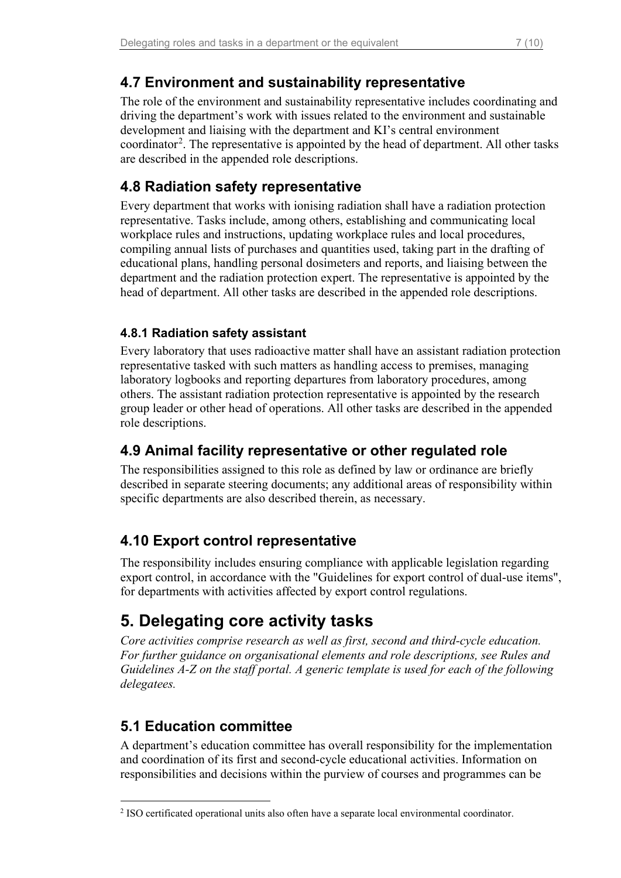## 4.7 Environment and sustainability representative

The role of the environment and sustainability representative includes coordinating and driving the department's work with issues related to the environment and sustainable development and liaising with the department and KI's central environment coordinator[2]. The representative is appointed by the head of department. All other tasks are described in the appended role descriptions.

## 4.8 Radiation safety representative

Every department that works with ionising radiation shall have a radiation protection representative. Tasks include, among others, establishing and communicating local workplace rules and instructions, updating workplace rules and local procedures, compiling annual lists of purchases and quantities used, taking part in the drafting of educational plans, handling personal dosimeters and reports, and liaising between the department and the radiation protection expert. The representative is appointed by the head of department. All other tasks are described in the appended role descriptions.

### 4.8.1 Radiation safety assistant

Every laboratory that uses radioactive matter shall have an assistant radiation protection representative tasked with such matters as handling access to premises, managing laboratory logbooks and reporting departures from laboratory procedures, among others. The assistant radiation protection representative is appointed by the research group leader or other head of operations. All other tasks are described in the appended role descriptions.

## 4.9 Animal facility representative or other regulated role

The responsibilities assigned to this role as defined by law or ordinance are briefly described in separate steering documents; any additional areas of responsibility within specific departments are also described therein, as necessary.

## 4.10 Export control representative

The responsibility includes ensuring compliance with applicable legislation regarding export control, in accordance with the "Guidelines for export control of dual-use items", for departments with activities affected by export control regulations.

# 5. Delegating core activity tasks

*Core activities comprise research as well as first, second and third-cycle education. For further guidance on organisational elements and role descriptions, see Rules and Guidelines A-Z on the staff portal. A generic template is used for each of the following delegatees.*

## 5.1 Education committee

A department's education committee has overall responsibility for the implementation and coordination of its first and second-cycle educational activities. Information on responsibilities and decisions within the purview of courses and programmes can be

[2] ISO certificated operational units also often have a separate local environmental coordinator.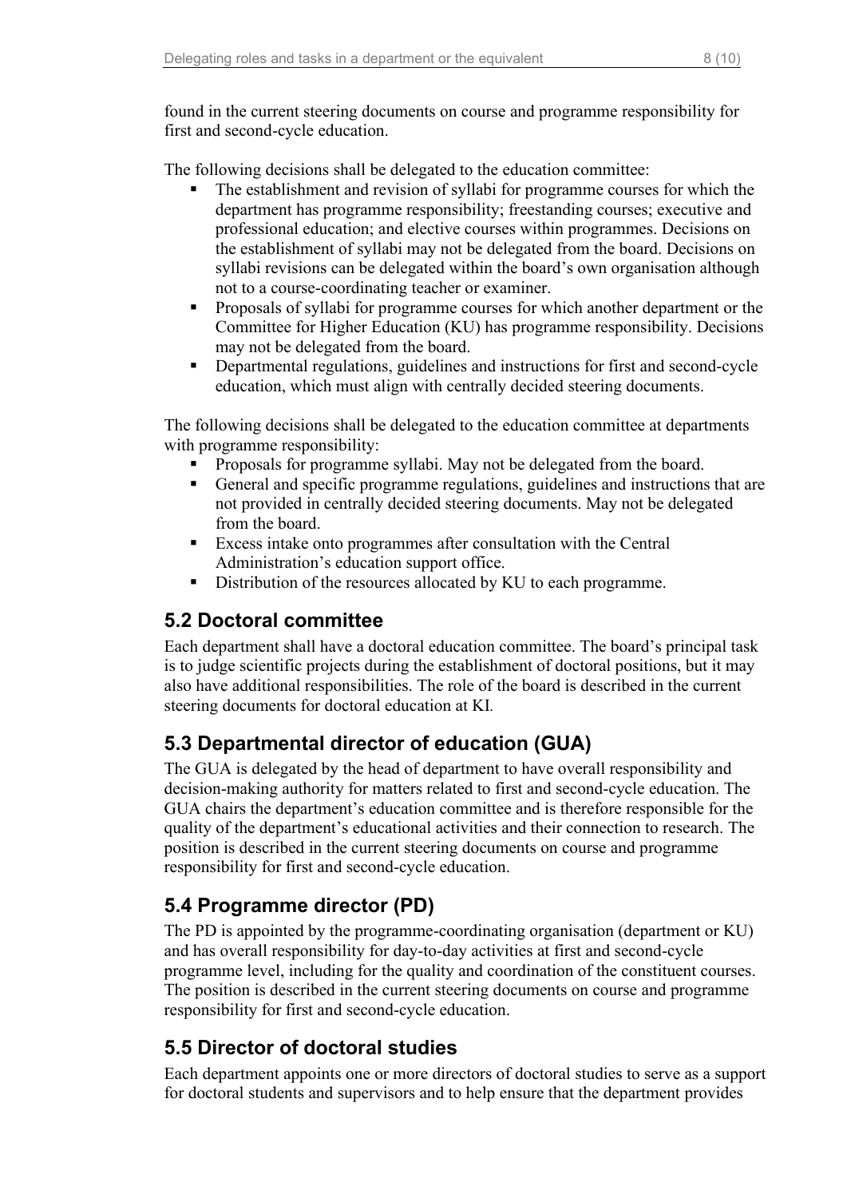found in the current steering documents on course and programme responsibility for first and second-cycle education.

The following decisions shall be delegated to the education committee:

- The establishment and revision of syllabi for programme courses for which the department has programme responsibility; freestanding courses; executive and professional education; and elective courses within programmes. Decisions on the establishment of syllabi may not be delegated from the board. Decisions on syllabi revisions can be delegated within the board's own organisation although not to a course-coordinating teacher or examiner.
- Proposals of syllabi for programme courses for which another department or the Committee for Higher Education (KU) has programme responsibility. Decisions may not be delegated from the board.
- Departmental regulations, guidelines and instructions for first and second-cycle education, which must align with centrally decided steering documents.

The following decisions shall be delegated to the education committee at departments with programme responsibility:

- Proposals for programme syllabi. May not be delegated from the board.
- General and specific programme regulations, guidelines and instructions that are not provided in centrally decided steering documents. May not be delegated from the board.
- Excess intake onto programmes after consultation with the Central Administration's education support office.
- Distribution of the resources allocated by KU to each programme.

## 5.2 Doctoral committee

Each department shall have a doctoral education committee. The board's principal task is to judge scientific projects during the establishment of doctoral positions, but it may also have additional responsibilities. The role of the board is described in the current steering documents for doctoral education at KI.

## 5.3 Departmental director of education (GUA)

The GUA is delegated by the head of department to have overall responsibility and decision-making authority for matters related to first and second-cycle education. The GUA chairs the department's education committee and is therefore responsible for the quality of the department's educational activities and their connection to research. The position is described in the current steering documents on course and programme responsibility for first and second-cycle education.

## 5.4 Programme director (PD)

The PD is appointed by the programme-coordinating organisation (department or KU) and has overall responsibility for day-to-day activities at first and second-cycle programme level, including for the quality and coordination of the constituent courses. The position is described in the current steering documents on course and programme responsibility for first and second-cycle education.

## 5.5 Director of doctoral studies

Each department appoints one or more directors of doctoral studies to serve as a support for doctoral students and supervisors and to help ensure that the department provides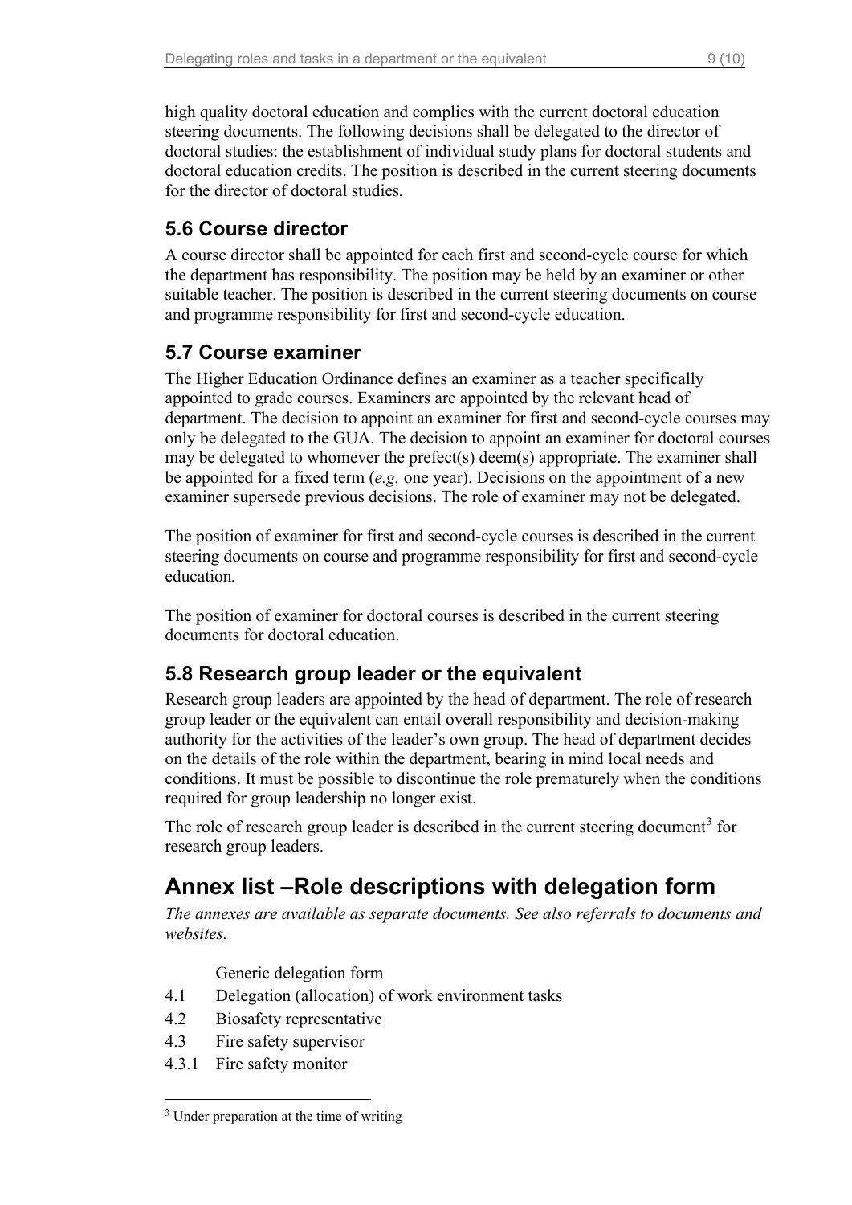high quality doctoral education and complies with the current doctoral education steering documents. The following decisions shall be delegated to the director of doctoral studies: the establishment of individual study plans for doctoral students and doctoral education credits. The position is described in the current steering documents for the director of doctoral studies.

## 5.6 Course director

A course director shall be appointed for each first and second-cycle course for which the department has responsibility. The position may be held by an examiner or other suitable teacher. The position is described in the current steering documents on course and programme responsibility for first and second-cycle education.

## 5.7 Course examiner

The Higher Education Ordinance defines an examiner as a teacher specifically appointed to grade courses. Examiners are appointed by the relevant head of department. The decision to appoint an examiner for first and second-cycle courses may only be delegated to the GUA. The decision to appoint an examiner for doctoral courses may be delegated to whomever the prefect(s) deem(s) appropriate. The examiner shall be appointed for a fixed term (*e.g.* one year). Decisions on the appointment of a new examiner supersede previous decisions. The role of examiner may not be delegated.

The position of examiner for first and second-cycle courses is described in the current steering documents on course and programme responsibility for first and second-cycle education.

The position of examiner for doctoral courses is described in the current steering documents for doctoral education.

## 5.8 Research group leader or the equivalent

Research group leaders are appointed by the head of department. The role of research group leader or the equivalent can entail overall responsibility and decision-making authority for the activities of the leader's own group. The head of department decides on the details of the role within the department, bearing in mind local needs and conditions. It must be possible to discontinue the role prematurely when the conditions required for group leadership no longer exist.

The role of research group leader is described in the current steering document[3] for research group leaders.

# Annex list –Role descriptions with delegation form

*The annexes are available as separate documents. See also referrals to documents and websites.*

Generic delegation form

4.1 Delegation (allocation) of work environment tasks

4.2 Biosafety representative

4.3 Fire safety supervisor

4.3.1 Fire safety monitor

[3] Under preparation at the time of writing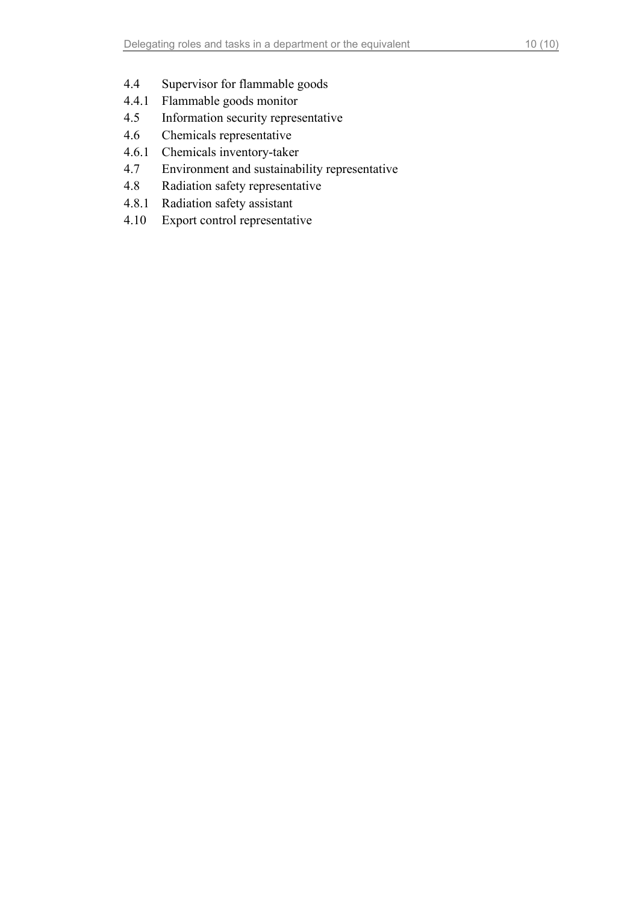4.4 Supervisor for flammable goods
4.4.1 Flammable goods monitor
4.5 Information security representative
4.6 Chemicals representative
4.6.1 Chemicals inventory-taker
4.7 Environment and sustainability representative
4.8 Radiation safety representative
4.8.1 Radiation safety assistant
4.10 Export control representative